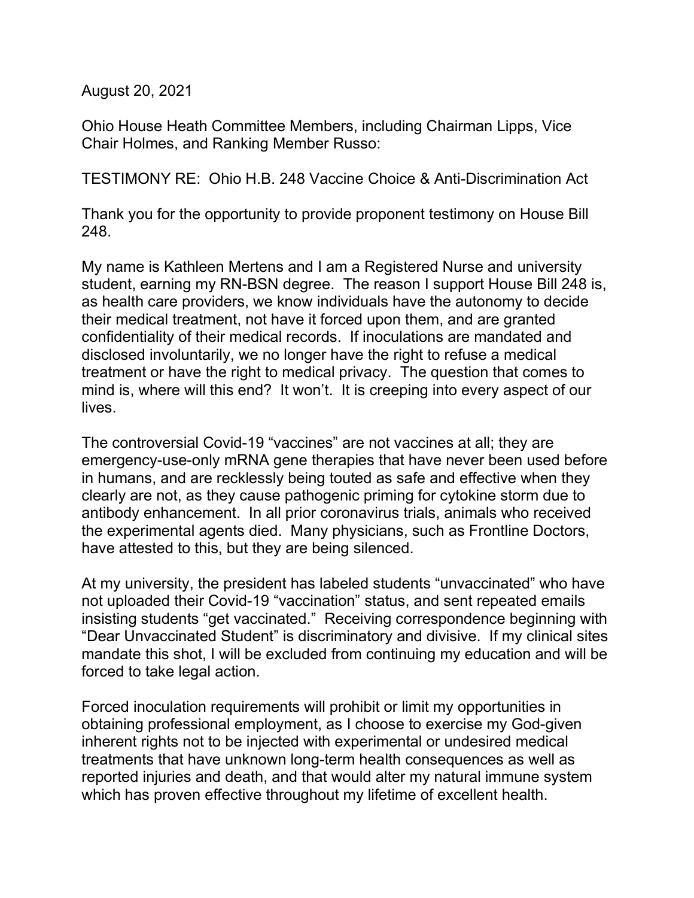August 20, 2021

Ohio House Heath Committee Members, including Chairman Lipps, Vice Chair Holmes, and Ranking Member Russo:

TESTIMONY RE: Ohio H.B. 248 Vaccine Choice & Anti-Discrimination Act

Thank you for the opportunity to provide proponent testimony on House Bill 248.

My name is Kathleen Mertens and I am a Registered Nurse and university student, earning my RN-BSN degree. The reason I support House Bill 248 is, as health care providers, we know individuals have the autonomy to decide their medical treatment, not have it forced upon them, and are granted confidentiality of their medical records. If inoculations are mandated and disclosed involuntarily, we no longer have the right to refuse a medical treatment or have the right to medical privacy. The question that comes to mind is, where will this end? It won't. It is creeping into every aspect of our lives.

The controversial Covid-19 "vaccines" are not vaccines at all; they are emergency-use-only mRNA gene therapies that have never been used before in humans, and are recklessly being touted as safe and effective when they clearly are not, as they cause pathogenic priming for cytokine storm due to antibody enhancement. In all prior coronavirus trials, animals who received the experimental agents died. Many physicians, such as Frontline Doctors, have attested to this, but they are being silenced.

At my university, the president has labeled students "unvaccinated" who have not uploaded their Covid-19 "vaccination" status, and sent repeated emails insisting students "get vaccinated." Receiving correspondence beginning with "Dear Unvaccinated Student" is discriminatory and divisive. If my clinical sites mandate this shot, I will be excluded from continuing my education and will be forced to take legal action.

Forced inoculation requirements will prohibit or limit my opportunities in obtaining professional employment, as I choose to exercise my God-given inherent rights not to be injected with experimental or undesired medical treatments that have unknown long-term health consequences as well as reported injuries and death, and that would alter my natural immune system which has proven effective throughout my lifetime of excellent health.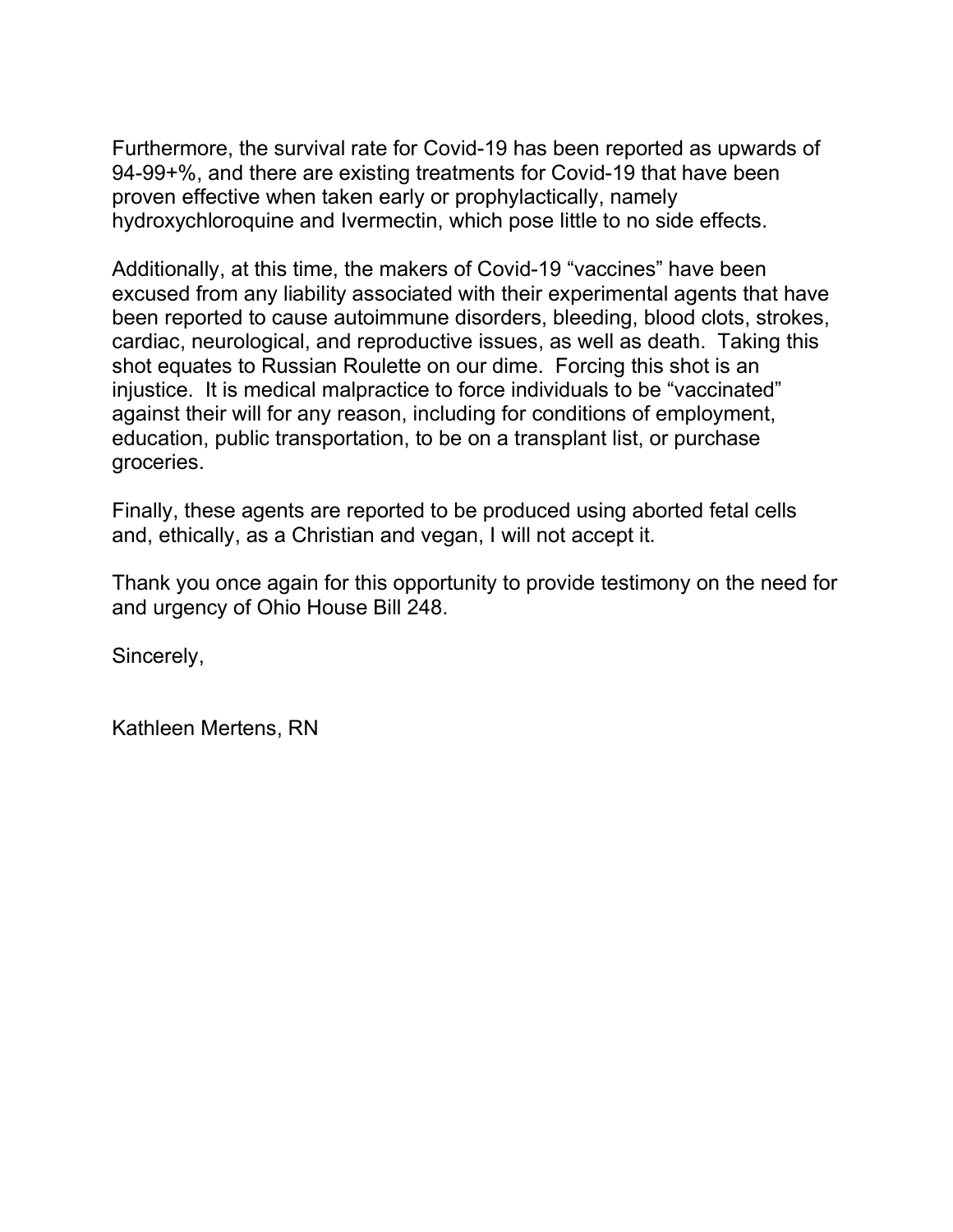Furthermore, the survival rate for Covid-19 has been reported as upwards of 94-99+%, and there are existing treatments for Covid-19 that have been proven effective when taken early or prophylactically, namely hydroxychloroquine and Ivermectin, which pose little to no side effects.

Additionally, at this time, the makers of Covid-19 "vaccines" have been excused from any liability associated with their experimental agents that have been reported to cause autoimmune disorders, bleeding, blood clots, strokes, cardiac, neurological, and reproductive issues, as well as death. Taking this shot equates to Russian Roulette on our dime. Forcing this shot is an injustice. It is medical malpractice to force individuals to be "vaccinated" against their will for any reason, including for conditions of employment, education, public transportation, to be on a transplant list, or purchase groceries.

Finally, these agents are reported to be produced using aborted fetal cells and, ethically, as a Christian and vegan, I will not accept it.

Thank you once again for this opportunity to provide testimony on the need for and urgency of Ohio House Bill 248.

Sincerely,

Kathleen Mertens, RN